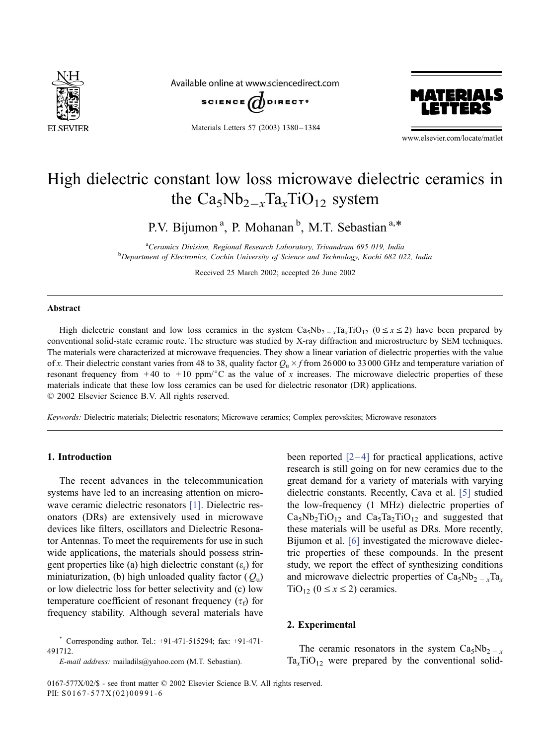# High dielectric constant low loss microwave dielectric ceramics in the $Ca_5Nb_{2-x}Ta_xTiO_{12}$ system

P.V. Bijumon [a], P. Mohanan [b], M.T. Sebastian [a,*]

[a] *Ceramics Division, Regional Research Laboratory, Trivandrum 695 019, India*
[b] *Department of Electronics, Cochin University of Science and Technology, Kochi 682 022, India*

Received 25 March 2002; accepted 26 June 2002

## Abstract

High dielectric constant and low loss ceramics in the system $Ca_5Nb_{2-x}Ta_xTiO_{12}$ ($0 \leq x \leq 2$) have been prepared by conventional solid-state ceramic route. The structure was studied by X-ray diffraction and microstructure by SEM techniques. The materials were characterized at microwave frequencies. They show a linear variation of dielectric properties with the value of $x$. Their dielectric constant varies from 48 to 38, quality factor $Q_u \times f$ from 26 000 to 33 000 GHz and temperature variation of resonant frequency from +40 to +10 ppm/°C as the value of $x$ increases. The microwave dielectric properties of these materials indicate that these low loss ceramics can be used for dielectric resonator (DR) applications.
© 2002 Elsevier Science B.V. All rights reserved.

*Keywords:* Dielectric materials; Dielectric resonators; Microwave ceramics; Complex perovskites; Microwave resonators

## 1. Introduction

The recent advances in the telecommunication systems have led to an increasing attention on microwave ceramic dielectric resonators [1]. Dielectric resonators (DRs) are extensively used in microwave devices like filters, oscillators and Dielectric Resonator Antennas. To meet the requirements for use in such wide applications, the materials should possess stringent properties like (a) high dielectric constant ($\varepsilon_r$) for miniaturization, (b) high unloaded quality factor ($Q_u$) or low dielectric loss for better selectivity and (c) low temperature coefficient of resonant frequency ($\tau_f$) for frequency stability. Although several materials have been reported [2–4] for practical applications, active research is still going on for new ceramics due to the great demand for a variety of materials with varying dielectric constants. Recently, Cava et al. [5] studied the low-frequency (1 MHz) dielectric properties of $Ca_5Nb_2TiO_{12}$ and $Ca_5Ta_2TiO_{12}$ and suggested that these materials will be useful as DRs. More recently, Bijumon et al. [6] investigated the microwave dielectric properties of these compounds. In the present study, we report the effect of synthesizing conditions and microwave dielectric properties of $Ca_5Nb_{2-x}Ta_xTiO_{12}$ ($0 \leq x \leq 2$) ceramics.

## 2. Experimental

The ceramic resonators in the system $Ca_5Nb_{2-x}Ta_xTiO_{12}$ were prepared by the conventional solid-

---

* Corresponding author. Tel.: +91-471-515294; fax: +91-471-491712.
*E-mail address:* mailadils@yahoo.com (M.T. Sebastian).

0167-577X/02/$ - see front matter © 2002 Elsevier Science B.V. All rights reserved.
PII: S0167-577X(02)00991-6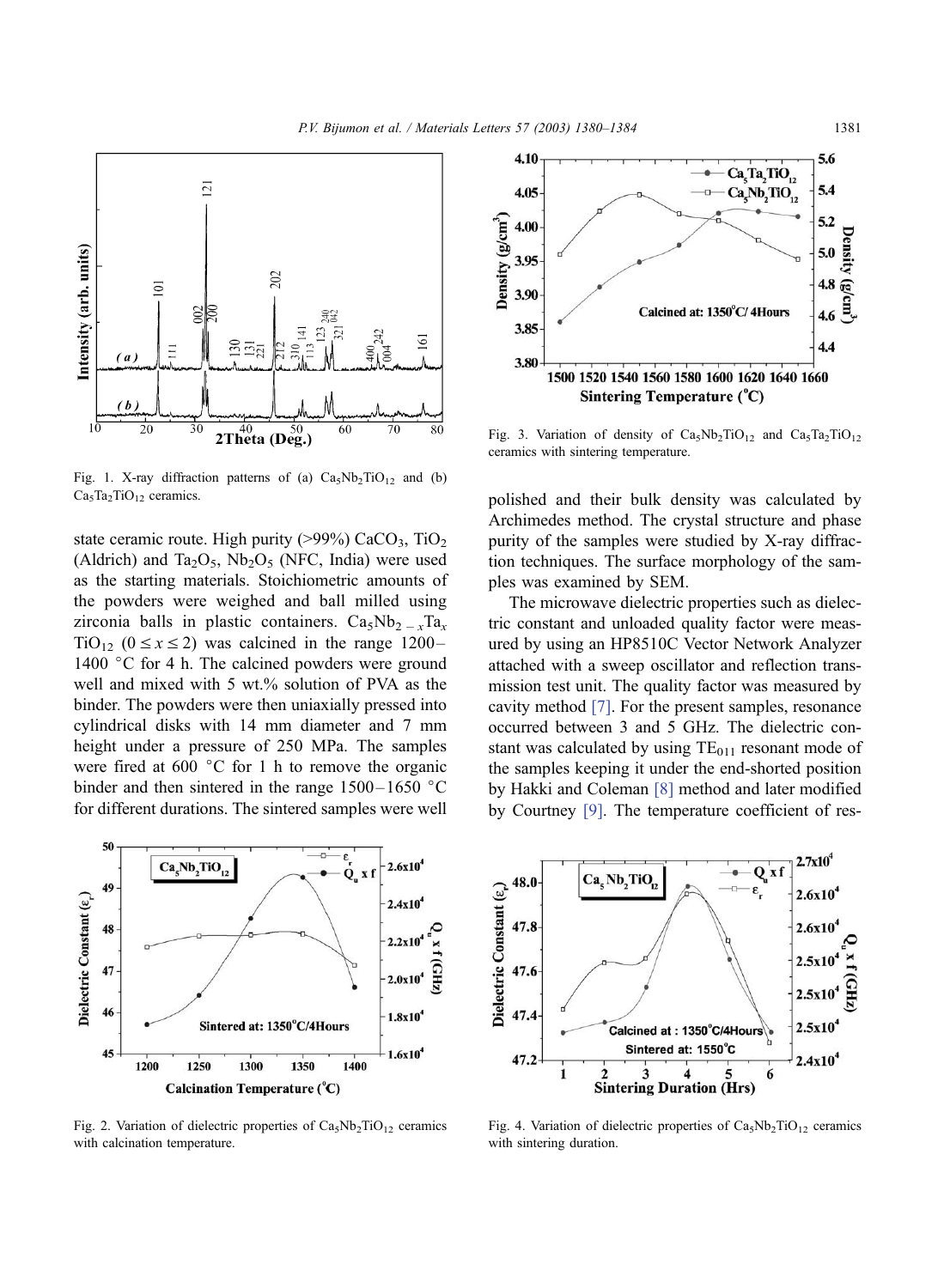Fig. 1. X-ray diffraction patterns of (a) $Ca_5Nb_2TiO_{12}$ and (b) $Ca_5Ta_2TiO_{12}$ ceramics.

state ceramic route. High purity (>99%) $CaCO_3$, $TiO_2$ (Aldrich) and $Ta_2O_5$, $Nb_2O_5$ (NFC, India) were used as the starting materials. Stoichiometric amounts of the powders were weighed and ball milled using zirconia balls in plastic containers. $Ca_5Nb_{2-x}Ta_xTiO_{12}$ ($0 \leq x \leq 2$) was calcined in the range 1200–1400 °C for 4 h. The calcined powders were ground well and mixed with 5 wt.% solution of PVA as the binder. The powders were then uniaxially pressed into cylindrical disks with 14 mm diameter and 7 mm height under a pressure of 250 MPa. The samples were fired at 600 °C for 1 h to remove the organic binder and then sintered in the range 1500–1650 °C for different durations. The sintered samples were well polished and their bulk density was calculated by Archimedes method. The crystal structure and phase purity of the samples were studied by X-ray diffraction techniques. The surface morphology of the samples was examined by SEM.

The microwave dielectric properties such as dielectric constant and unloaded quality factor were measured by using an HP8510C Vector Network Analyzer attached with a sweep oscillator and reflection transmission test unit. The quality factor was measured by cavity method [7]. For the present samples, resonance occurred between 3 and 5 GHz. The dielectric constant was calculated by using $TE_{011}$ resonant mode of the samples keeping it under the end-shorted position by Hakki and Coleman [8] method and later modified by Courtney [9]. The temperature coefficient of res-

Fig. 2. Variation of dielectric properties of $Ca_5Nb_2TiO_{12}$ ceramics with calcination temperature.

Fig. 3. Variation of density of $Ca_5Nb_2TiO_{12}$ and $Ca_5Ta_2TiO_{12}$ ceramics with sintering temperature.

Fig. 4. Variation of dielectric properties of $Ca_5Nb_2TiO_{12}$ ceramics with sintering duration.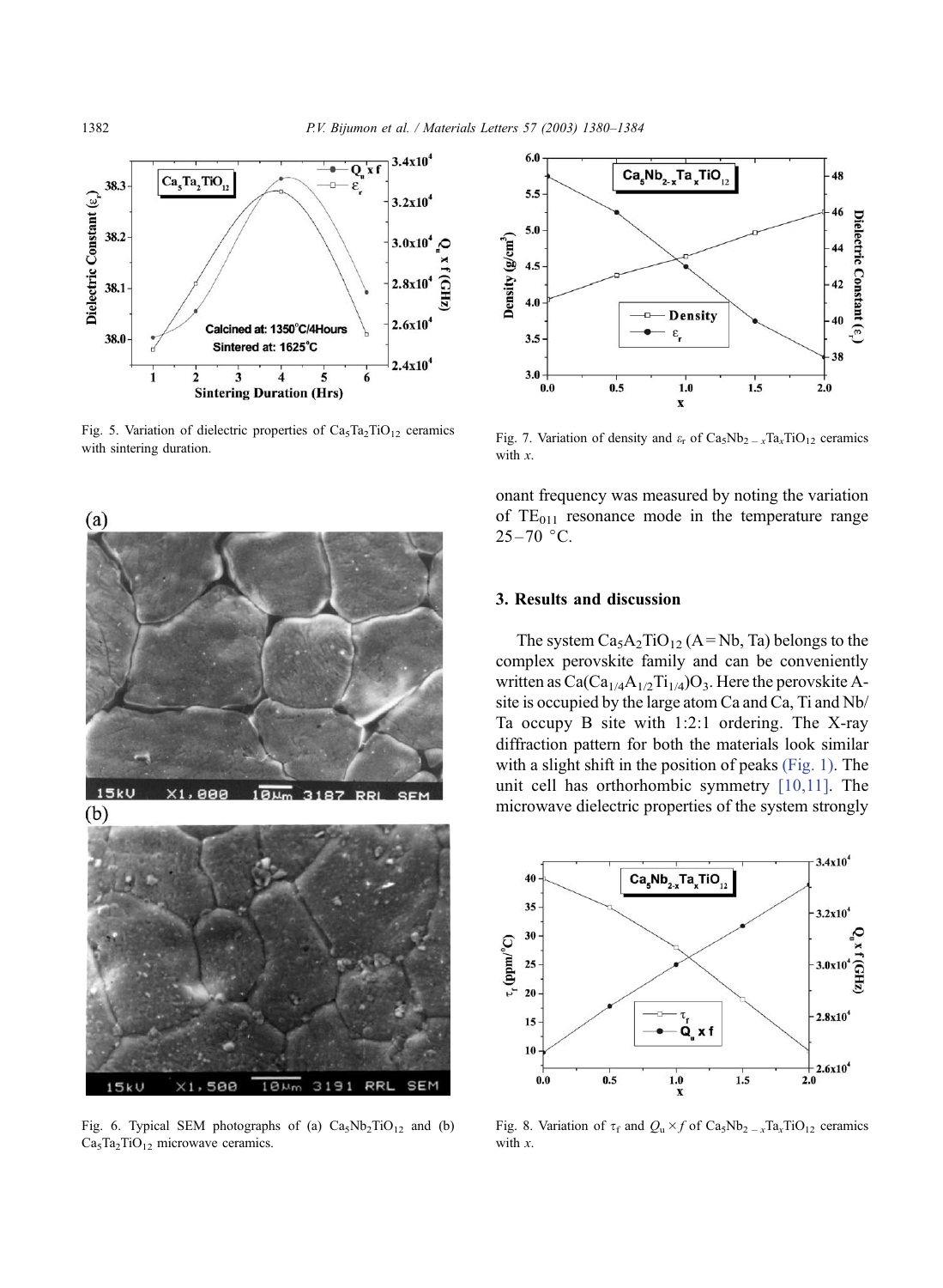Fig. 5. Variation of dielectric properties of $Ca_5Ta_2TiO_{12}$ ceramics with sintering duration.

Fig. 6. Typical SEM photographs of (a) $Ca_5Nb_2TiO_{12}$ and (b) $Ca_5Ta_2TiO_{12}$ microwave ceramics.

Fig. 7. Variation of density and $\varepsilon_r$ of $Ca_5Nb_{2-x}Ta_xTiO_{12}$ ceramics with $x$.

onant frequency was measured by noting the variation of $TE_{011}$ resonance mode in the temperature range 25–70 °C.

## 3. Results and discussion

The system $Ca_5A_2TiO_{12}$ (A = Nb, Ta) belongs to the complex perovskite family and can be conveniently written as $Ca(Ca_{1/4}A_{1/2}Ti_{1/4})O_3$. Here the perovskite A-site is occupied by the large atom Ca and Ca, Ti and Nb/Ta occupy B site with 1:2:1 ordering. The X-ray diffraction pattern for both the materials look similar with a slight shift in the position of peaks (Fig. 1). The unit cell has orthorhombic symmetry [10,11]. The microwave dielectric properties of the system strongly

Fig. 8. Variation of $\tau_f$ and $Q_u \times f$ of $Ca_5Nb_{2-x}Ta_xTiO_{12}$ ceramics with $x$.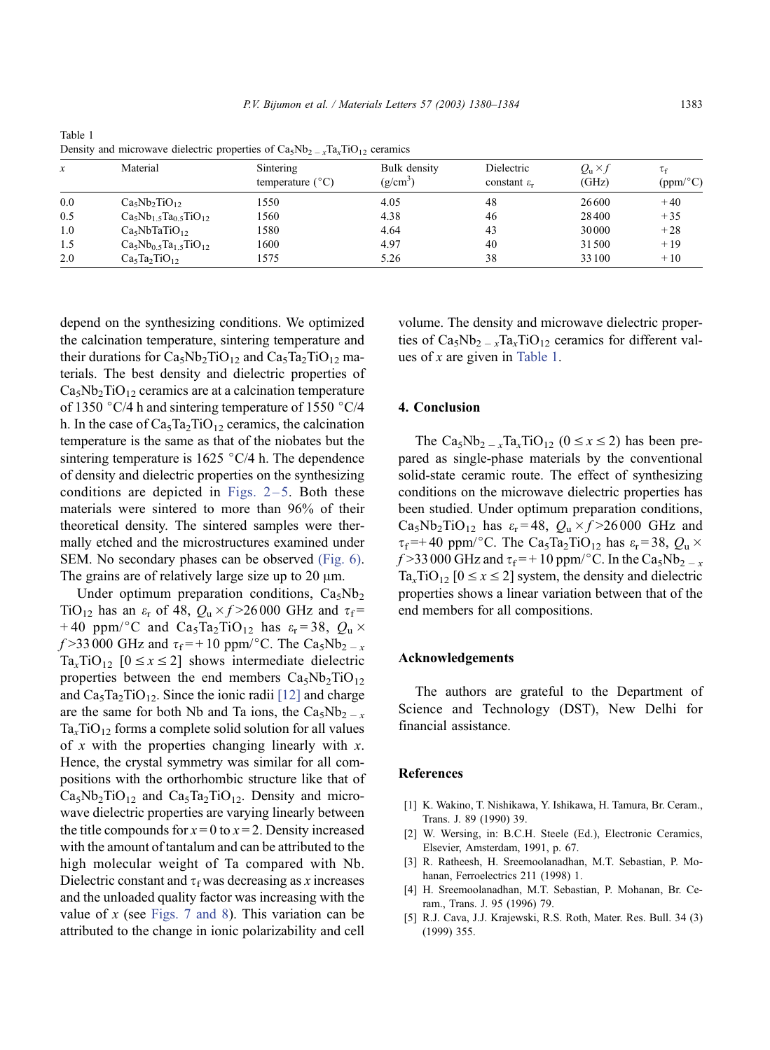Table 1
Density and microwave dielectric properties of $Ca_5Nb_{2-x}Ta_xTiO_{12}$ ceramics

| $x$ | Material | Sintering temperature (°C) | Bulk density ($g/cm^3$) | Dielectric constant $\varepsilon_r$ | $Q_u \times f$ (GHz) | $\tau_f$ (ppm/°C) |
|---|---|---|---|---|---|---|
| 0.0 | $Ca_5Nb_2TiO_{12}$ | 1550 | 4.05 | 48 | 26 600 | +40 |
| 0.5 | $Ca_5Nb_{1.5}Ta_{0.5}TiO_{12}$ | 1560 | 4.38 | 46 | 28 400 | +35 |
| 1.0 | $Ca_5NbTaTiO_{12}$ | 1580 | 4.64 | 43 | 30 000 | +28 |
| 1.5 | $Ca_5Nb_{0.5}Ta_{1.5}TiO_{12}$ | 1600 | 4.97 | 40 | 31 500 | +19 |
| 2.0 | $Ca_5Ta_2TiO_{12}$ | 1575 | 5.26 | 38 | 33 100 | +10 |

depend on the synthesizing conditions. We optimized the calcination temperature, sintering temperature and their durations for $Ca_5Nb_2TiO_{12}$ and $Ca_5Ta_2TiO_{12}$ materials. The best density and dielectric properties of $Ca_5Nb_2TiO_{12}$ ceramics are at a calcination temperature of 1350 °C/4 h and sintering temperature of 1550 °C/4 h. In the case of $Ca_5Ta_2TiO_{12}$ ceramics, the calcination temperature is the same as that of the niobates but the sintering temperature is 1625 °C/4 h. The dependence of density and dielectric properties on the synthesizing conditions are depicted in Figs. 2–5. Both these materials were sintered to more than 96% of their theoretical density. The sintered samples were thermally etched and the microstructures examined under SEM. No secondary phases can be observed (Fig. 6). The grains are of relatively large size up to 20 μm.

Under optimum preparation conditions, $Ca_5Nb_2TiO_{12}$ has an $\varepsilon_r$ of 48, $Q_u \times f$ >26 000 GHz and $\tau_f$ = +40 ppm/°C and $Ca_5Ta_2TiO_{12}$ has $\varepsilon_r$ = 38, $Q_u \times f$ >33 000 GHz and $\tau_f$ = +10 ppm/°C. The $Ca_5Nb_{2-x}Ta_xTiO_{12}$ $[0 \le x \le 2]$ shows intermediate dielectric properties between the end members $Ca_5Nb_2TiO_{12}$ and $Ca_5Ta_2TiO_{12}$. Since the ionic radii [12] and charge are the same for both Nb and Ta ions, the $Ca_5Nb_{2-x}Ta_xTiO_{12}$ forms a complete solid solution for all values of $x$ with the properties changing linearly with $x$. Hence, the crystal symmetry was similar for all compositions with the orthorhombic structure like that of $Ca_5Nb_2TiO_{12}$ and $Ca_5Ta_2TiO_{12}$. Density and microwave dielectric properties are varying linearly between the title compounds for $x$ = 0 to $x$ = 2. Density increased with the amount of tantalum and can be attributed to the high molecular weight of Ta compared with Nb. Dielectric constant and $\tau_f$ was decreasing as $x$ increases and the unloaded quality factor was increasing with the value of $x$ (see Figs. 7 and 8). This variation can be attributed to the change in ionic polarizability and cell volume. The density and microwave dielectric properties of $Ca_5Nb_{2-x}Ta_xTiO_{12}$ ceramics for different values of $x$ are given in Table 1.

## 4. Conclusion

The $Ca_5Nb_{2-x}Ta_xTiO_{12}$ $(0 \le x \le 2)$ has been prepared as single-phase materials by the conventional solid-state ceramic route. The effect of synthesizing conditions on the microwave dielectric properties has been studied. Under optimum preparation conditions, $Ca_5Nb_2TiO_{12}$ has $\varepsilon_r$ = 48, $Q_u \times f$ >26 000 GHz and $\tau_f$ = +40 ppm/°C. The $Ca_5Ta_2TiO_{12}$ has $\varepsilon_r$ = 38, $Q_u \times f$ >33 000 GHz and $\tau_f$ = +10 ppm/°C. In the $Ca_5Nb_{2-x}Ta_xTiO_{12}$ $[0 \le x \le 2]$ system, the density and dielectric properties shows a linear variation between that of the end members for all compositions.

## Acknowledgements

The authors are grateful to the Department of Science and Technology (DST), New Delhi for financial assistance.

## References

[1] K. Wakino, T. Nishikawa, Y. Ishikawa, H. Tamura, Br. Ceram., Trans. J. 89 (1990) 39.

[2] W. Wersing, in: B.C.H. Steele (Ed.), Electronic Ceramics, Elsevier, Amsterdam, 1991, p. 67.

[3] R. Ratheesh, H. Sreemoolanadhan, M.T. Sebastian, P. Mohanan, Ferroelectrics 211 (1998) 1.

[4] H. Sreemoolanadhan, M.T. Sebastian, P. Mohanan, Br. Ceram., Trans. J. 95 (1996) 79.

[5] R.J. Cava, J.J. Krajewski, R.S. Roth, Mater. Res. Bull. 34 (3) (1999) 355.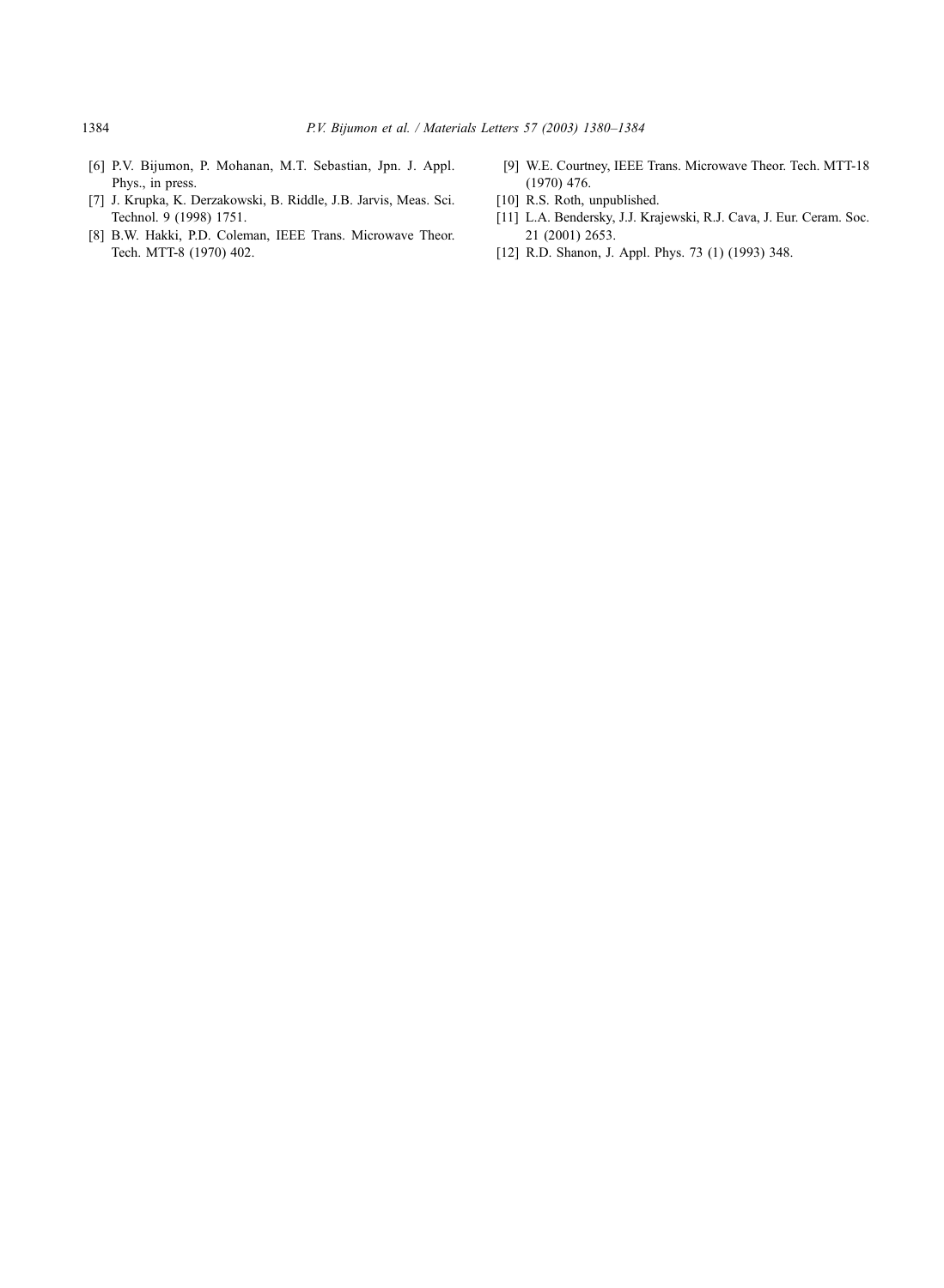[6] P.V. Bijumon, P. Mohanan, M.T. Sebastian, Jpn. J. Appl. Phys., in press.

[7] J. Krupka, K. Derzakowski, B. Riddle, J.B. Jarvis, Meas. Sci. Technol. 9 (1998) 1751.

[8] B.W. Hakki, P.D. Coleman, IEEE Trans. Microwave Theor. Tech. MTT-8 (1970) 402.

[9] W.E. Courtney, IEEE Trans. Microwave Theor. Tech. MTT-18 (1970) 476.

[10] R.S. Roth, unpublished.

[11] L.A. Bendersky, J.J. Krajewski, R.J. Cava, J. Eur. Ceram. Soc. 21 (2001) 2653.

[12] R.D. Shanon, J. Appl. Phys. 73 (1) (1993) 348.